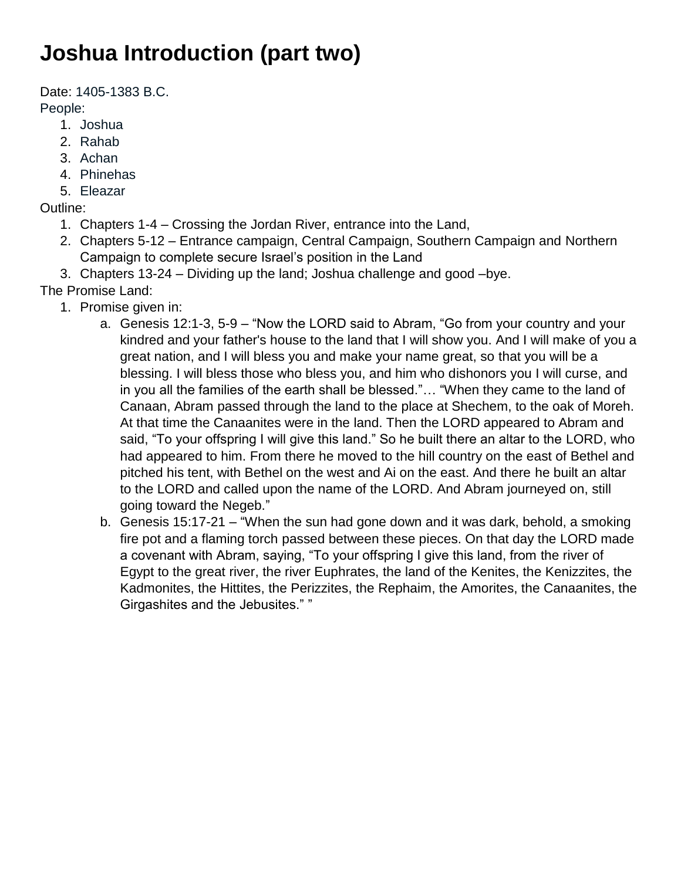# Joshua Introduction (part two)

Date: 1405-1383 B.C.

People:

1. Joshua
2. Rahab
3. Achan
4. Phinehas
5. Eleazar

Outline:

1. Chapters 1-4 – Crossing the Jordan River, entrance into the Land,
2. Chapters 5-12 – Entrance campaign, Central Campaign, Southern Campaign and Northern Campaign to complete secure Israel's position in the Land
3. Chapters 13-24 – Dividing up the land; Joshua challenge and good –bye.

The Promise Land:

1. Promise given in:
   a. Genesis 12:1-3, 5-9 – "Now the LORD said to Abram, "Go from your country and your kindred and your father's house to the land that I will show you. And I will make of you a great nation, and I will bless you and make your name great, so that you will be a blessing. I will bless those who bless you, and him who dishonors you I will curse, and in you all the families of the earth shall be blessed."… "When they came to the land of Canaan, Abram passed through the land to the place at Shechem, to the oak of Moreh. At that time the Canaanites were in the land. Then the LORD appeared to Abram and said, "To your offspring I will give this land." So he built there an altar to the LORD, who had appeared to him. From there he moved to the hill country on the east of Bethel and pitched his tent, with Bethel on the west and Ai on the east. And there he built an altar to the LORD and called upon the name of the LORD. And Abram journeyed on, still going toward the Negeb."
   b. Genesis 15:17-21 – "When the sun had gone down and it was dark, behold, a smoking fire pot and a flaming torch passed between these pieces. On that day the LORD made a covenant with Abram, saying, "To your offspring I give this land, from the river of Egypt to the great river, the river Euphrates, the land of the Kenites, the Kenizzites, the Kadmonites, the Hittites, the Perizzites, the Rephaim, the Amorites, the Canaanites, the Girgashites and the Jebusites." "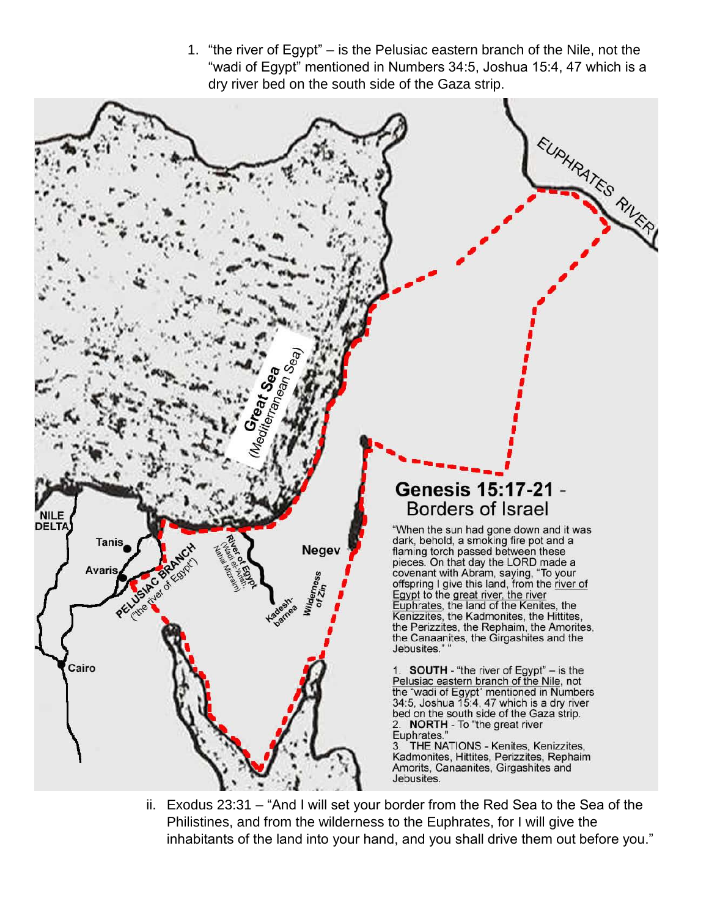1. "the river of Egypt" – is the Pelusiac eastern branch of the Nile, not the "wadi of Egypt" mentioned in Numbers 34:5, Joshua 15:4, 47 which is a dry river bed on the south side of the Gaza strip.

EUPHRATES RIVER

Great Sea (Mediterranean Sea)

NILE DELTA

Tanis

Avaris

Cairo

PELUSIAC BRANCH ("the river of Egypt")

River of Egypt (Wadi el-'Arish, Nahal Mizraim)

Negev

Kadesh-barnea

Wilderness of Zin

## Genesis 15:17-21 - Borders of Israel

"When the sun had gone down and it was dark, behold, a smoking fire pot and a flaming torch passed between these pieces. On that day the LORD made a covenant with Abram, saying, "To your offspring I give this land, from the river of Egypt to the great river, the river Euphrates, the land of the Kenites, the Kenizzites, the Kadmonites, the Hittites, the Perizzites, the Rephaim, the Amorites, the Canaanites, the Girgashites and the Jebusites." "

1. **SOUTH** - "the river of Egypt" – is the Pelusiac eastern branch of the Nile, not the "wadi of Egypt" mentioned in Numbers 34:5, Joshua 15:4, 47 which is a dry river bed on the south side of the Gaza strip.
2. **NORTH** - To "the great river Euphrates."
3. THE NATIONS - Kenites, Kenizzites, Kadmonites, Hittites, Perizzites, Rephaim Amorits, Canaanites, Girgashites and Jebusites.

ii. Exodus 23:31 – "And I will set your border from the Red Sea to the Sea of the Philistines, and from the wilderness to the Euphrates, for I will give the inhabitants of the land into your hand, and you shall drive them out before you."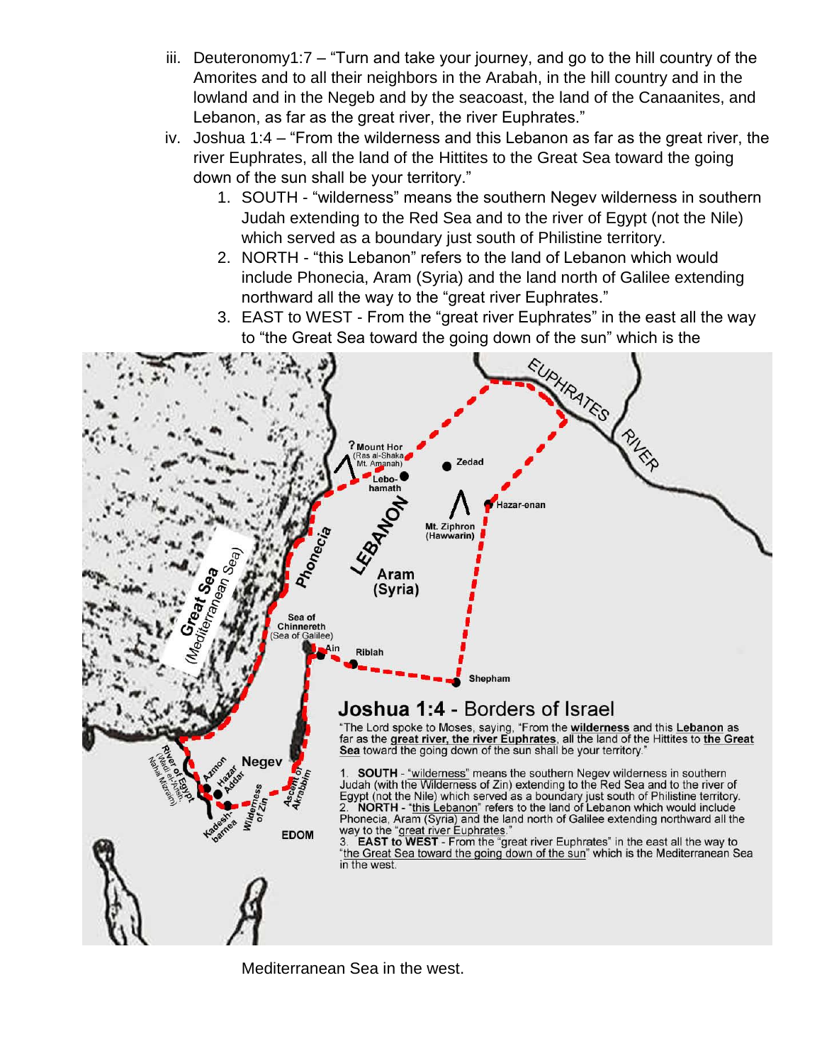iii. Deuteronomy1:7 – "Turn and take your journey, and go to the hill country of the Amorites and to all their neighbors in the Arabah, in the hill country and in the lowland and in the Negeb and by the seacoast, the land of the Canaanites, and Lebanon, as far as the great river, the river Euphrates."

iv. Joshua 1:4 – "From the wilderness and this Lebanon as far as the great river, the river Euphrates, all the land of the Hittites to the Great Sea toward the going down of the sun shall be your territory."

1. SOUTH - "wilderness" means the southern Negev wilderness in southern Judah extending to the Red Sea and to the river of Egypt (not the Nile) which served as a boundary just south of Philistine territory.
2. NORTH - "this Lebanon" refers to the land of Lebanon which would include Phonecia, Aram (Syria) and the land north of Galilee extending northward all the way to the "great river Euphrates."
3. EAST to WEST - From the "great river Euphrates" in the east all the way to "the Great Sea toward the going down of the sun" which is the Mediterranean Sea in the west.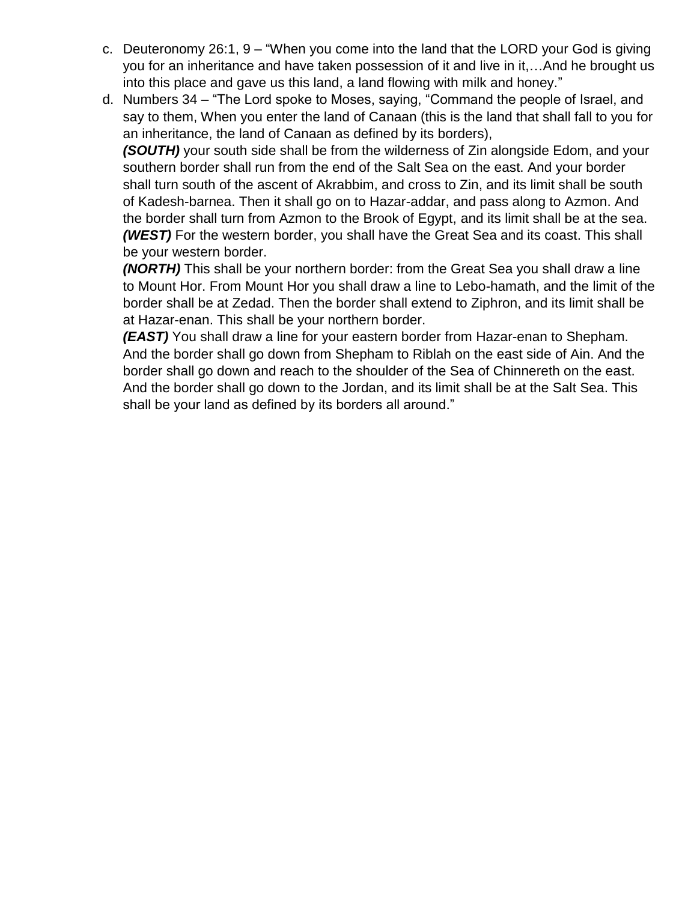c. Deuteronomy 26:1, 9 – "When you come into the land that the LORD your God is giving you for an inheritance and have taken possession of it and live in it,…And he brought us into this place and gave us this land, a land flowing with milk and honey."

d. Numbers 34 – "The Lord spoke to Moses, saying, "Command the people of Israel, and say to them, When you enter the land of Canaan (this is the land that shall fall to you for an inheritance, the land of Canaan as defined by its borders),
***(SOUTH)*** your south side shall be from the wilderness of Zin alongside Edom, and your southern border shall run from the end of the Salt Sea on the east. And your border shall turn south of the ascent of Akrabbim, and cross to Zin, and its limit shall be south of Kadesh-barnea. Then it shall go on to Hazar-addar, and pass along to Azmon. And the border shall turn from Azmon to the Brook of Egypt, and its limit shall be at the sea.
***(WEST)*** For the western border, you shall have the Great Sea and its coast. This shall be your western border.
***(NORTH)*** This shall be your northern border: from the Great Sea you shall draw a line to Mount Hor. From Mount Hor you shall draw a line to Lebo-hamath, and the limit of the border shall be at Zedad. Then the border shall extend to Ziphron, and its limit shall be at Hazar-enan. This shall be your northern border.
***(EAST)*** You shall draw a line for your eastern border from Hazar-enan to Shepham. And the border shall go down from Shepham to Riblah on the east side of Ain. And the border shall go down and reach to the shoulder of the Sea of Chinnereth on the east. And the border shall go down to the Jordan, and its limit shall be at the Salt Sea. This shall be your land as defined by its borders all around."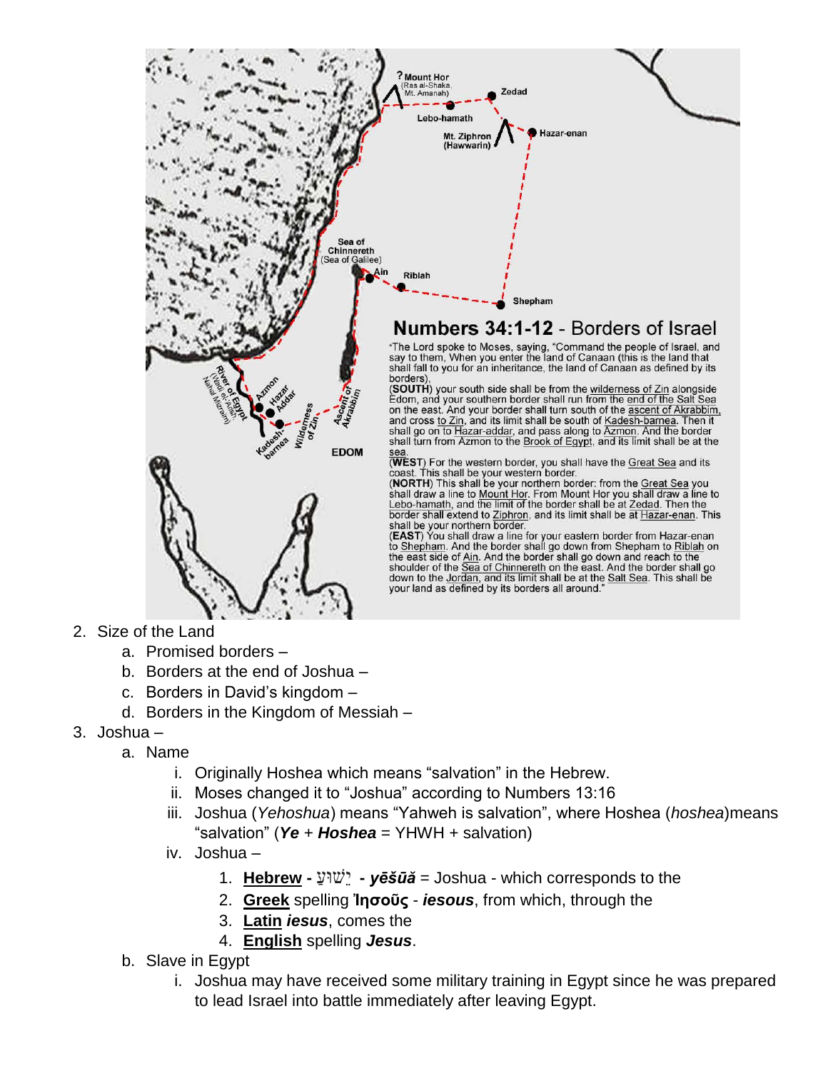## Numbers 34:1-12 - Borders of Israel

"The Lord spoke to Moses, saying, "Command the people of Israel, and say to them, When you enter the land of Canaan (this is the land that shall fall to you for an inheritance, the land of Canaan as defined by its borders),

(**SOUTH**) your south side shall be from the wilderness of Zin alongside Edom, and your southern border shall run from the end of the Salt Sea on the east. And your border shall turn south of the ascent of Akrabbim, and cross to Zin, and its limit shall be south of Kadesh-barnea. Then it shall go on to Hazar-addar, and pass along to Azmon. And the border shall turn from Azmon to the Brook of Egypt, and its limit shall be at the sea.

(**WEST**) For the western border, you shall have the Great Sea and its coast. This shall be your western border.

(**NORTH**) This shall be your northern border: from the Great Sea you shall draw a line to Mount Hor. From Mount Hor you shall draw a line to Lebo-hamath, and the limit of the border shall be at Zedad. Then the border shall extend to Ziphron, and its limit shall be at Hazar-enan. This shall be your northern border.

(**EAST**) You shall draw a line for your eastern border from Hazar-enan to Shepham. And the border shall go down from Shepham to Riblah on the east side of Ain. And the border shall go down and reach to the shoulder of the Sea of Chinnereth on the east. And the border shall go down to the Jordan, and its limit shall be at the Salt Sea. This shall be your land as defined by its borders all around."

2. Size of the Land
   a. Promised borders –
   b. Borders at the end of Joshua –
   c. Borders in David's kingdom –
   d. Borders in the Kingdom of Messiah –
3. Joshua –
   a. Name
      i. Originally Hoshea which means "salvation" in the Hebrew.
      ii. Moses changed it to "Joshua" according to Numbers 13:16
      iii. Joshua (*Yehoshua*) means "Yahweh is salvation", where Hoshea (*hoshea*)means "salvation" (***Ye*** + ***Hoshea*** = YHWH + salvation)
      iv. Joshua –
         1. **Hebrew -** יֵשׁוּעַ **-** ***yēšūă*** = Joshua - which corresponds to the
         2. **Greek** spelling **Ἰησοῦς** - ***iesous***, from which, through the
         3. **Latin** ***iesus***, comes the
         4. **English** spelling ***Jesus***.
   b. Slave in Egypt
      i. Joshua may have received some military training in Egypt since he was prepared to lead Israel into battle immediately after leaving Egypt.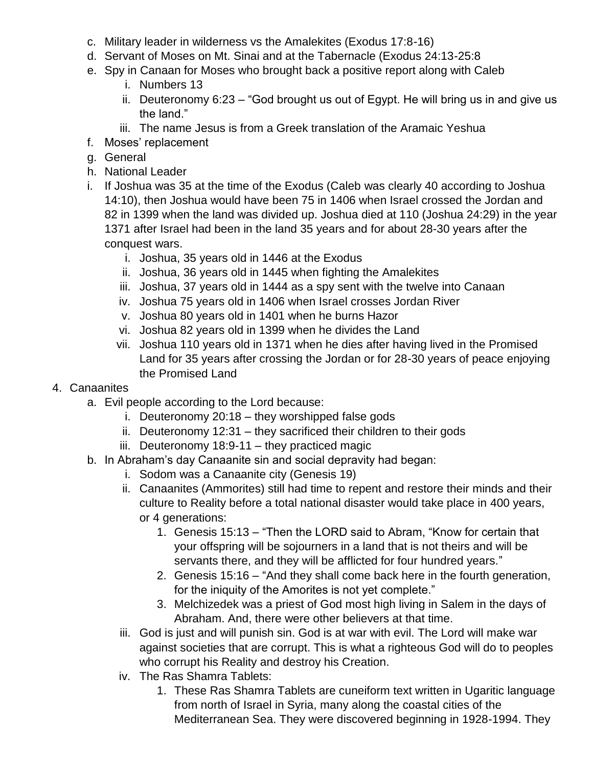c. Military leader in wilderness vs the Amalekites (Exodus 17:8-16)
d. Servant of Moses on Mt. Sinai and at the Tabernacle (Exodus 24:13-25:8
e. Spy in Canaan for Moses who brought back a positive report along with Caleb
    i. Numbers 13
    ii. Deuteronomy 6:23 – "God brought us out of Egypt. He will bring us in and give us the land."
    iii. The name Jesus is from a Greek translation of the Aramaic Yeshua
f. Moses' replacement
g. General
h. National Leader
i. If Joshua was 35 at the time of the Exodus (Caleb was clearly 40 according to Joshua 14:10), then Joshua would have been 75 in 1406 when Israel crossed the Jordan and 82 in 1399 when the land was divided up. Joshua died at 110 (Joshua 24:29) in the year 1371 after Israel had been in the land 35 years and for about 28-30 years after the conquest wars.
    i. Joshua, 35 years old in 1446 at the Exodus
    ii. Joshua, 36 years old in 1445 when fighting the Amalekites
    iii. Joshua, 37 years old in 1444 as a spy sent with the twelve into Canaan
    iv. Joshua 75 years old in 1406 when Israel crosses Jordan River
    v. Joshua 80 years old in 1401 when he burns Hazor
    vi. Joshua 82 years old in 1399 when he divides the Land
    vii. Joshua 110 years old in 1371 when he dies after having lived in the Promised Land for 35 years after crossing the Jordan or for 28-30 years of peace enjoying the Promised Land

4. Canaanites
    a. Evil people according to the Lord because:
        i. Deuteronomy 20:18 – they worshipped false gods
        ii. Deuteronomy 12:31 – they sacrificed their children to their gods
        iii. Deuteronomy 18:9-11 – they practiced magic
    b. In Abraham's day Canaanite sin and social depravity had began:
        i. Sodom was a Canaanite city (Genesis 19)
        ii. Canaanites (Ammorites) still had time to repent and restore their minds and their culture to Reality before a total national disaster would take place in 400 years, or 4 generations:
            1. Genesis 15:13 – "Then the LORD said to Abram, "Know for certain that your offspring will be sojourners in a land that is not theirs and will be servants there, and they will be afflicted for four hundred years."
            2. Genesis 15:16 – "And they shall come back here in the fourth generation, for the iniquity of the Amorites is not yet complete."
            3. Melchizedek was a priest of God most high living in Salem in the days of Abraham. And, there were other believers at that time.
        iii. God is just and will punish sin. God is at war with evil. The Lord will make war against societies that are corrupt. This is what a righteous God will do to peoples who corrupt his Reality and destroy his Creation.
        iv. The Ras Shamra Tablets:
            1. These Ras Shamra Tablets are cuneiform text written in Ugaritic language from north of Israel in Syria, many along the coastal cities of the Mediterranean Sea. They were discovered beginning in 1928-1994. They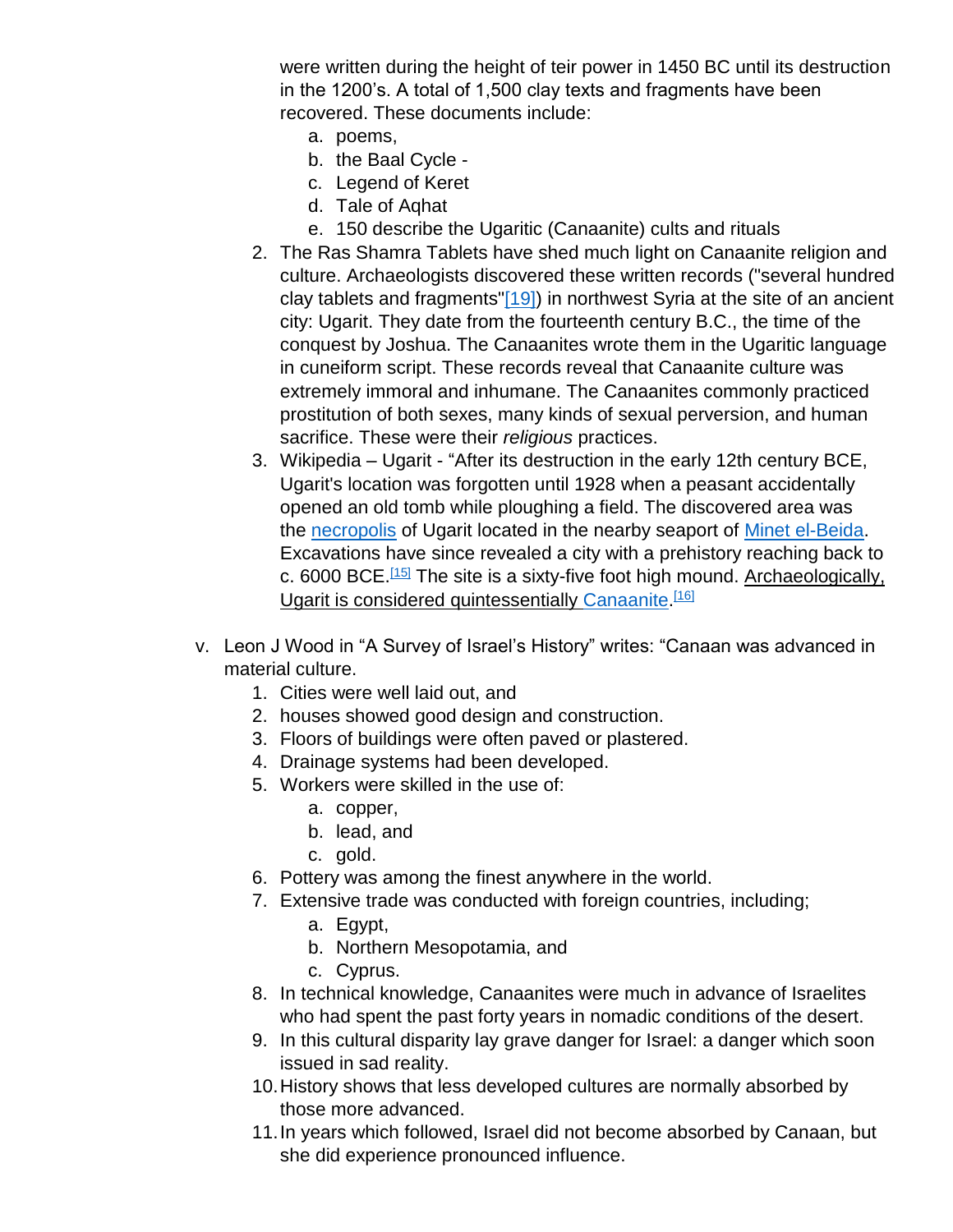were written during the height of teir power in 1450 BC until its destruction in the 1200's. A total of 1,500 clay texts and fragments have been recovered. These documents include:

   a. poems,
   b. the Baal Cycle -
   c. Legend of Keret
   d. Tale of Aqhat
   e. 150 describe the Ugaritic (Canaanite) cults and rituals

2. The Ras Shamra Tablets have shed much light on Canaanite religion and culture. Archaeologists discovered these written records ("several hundred clay tablets and fragments"[19]) in northwest Syria at the site of an ancient city: Ugarit. They date from the fourteenth century B.C., the time of the conquest by Joshua. The Canaanites wrote them in the Ugaritic language in cuneiform script. These records reveal that Canaanite culture was extremely immoral and inhumane. The Canaanites commonly practiced prostitution of both sexes, many kinds of sexual perversion, and human sacrifice. These were their *religious* practices.
3. Wikipedia – Ugarit - "After its destruction in the early 12th century BCE, Ugarit's location was forgotten until 1928 when a peasant accidentally opened an old tomb while ploughing a field. The discovered area was the necropolis of Ugarit located in the nearby seaport of Minet el-Beida. Excavations have since revealed a city with a prehistory reaching back to c. 6000 BCE.[15] The site is a sixty-five foot high mound. Archaeologically, Ugarit is considered quintessentially Canaanite.[16]

v. Leon J Wood in "A Survey of Israel's History" writes: "Canaan was advanced in material culture.

1. Cities were well laid out, and
2. houses showed good design and construction.
3. Floors of buildings were often paved or plastered.
4. Drainage systems had been developed.
5. Workers were skilled in the use of:
   a. copper,
   b. lead, and
   c. gold.
6. Pottery was among the finest anywhere in the world.
7. Extensive trade was conducted with foreign countries, including;
   a. Egypt,
   b. Northern Mesopotamia, and
   c. Cyprus.
8. In technical knowledge, Canaanites were much in advance of Israelites who had spent the past forty years in nomadic conditions of the desert.
9. In this cultural disparity lay grave danger for Israel: a danger which soon issued in sad reality.
10. History shows that less developed cultures are normally absorbed by those more advanced.
11. In years which followed, Israel did not become absorbed by Canaan, but she did experience pronounced influence.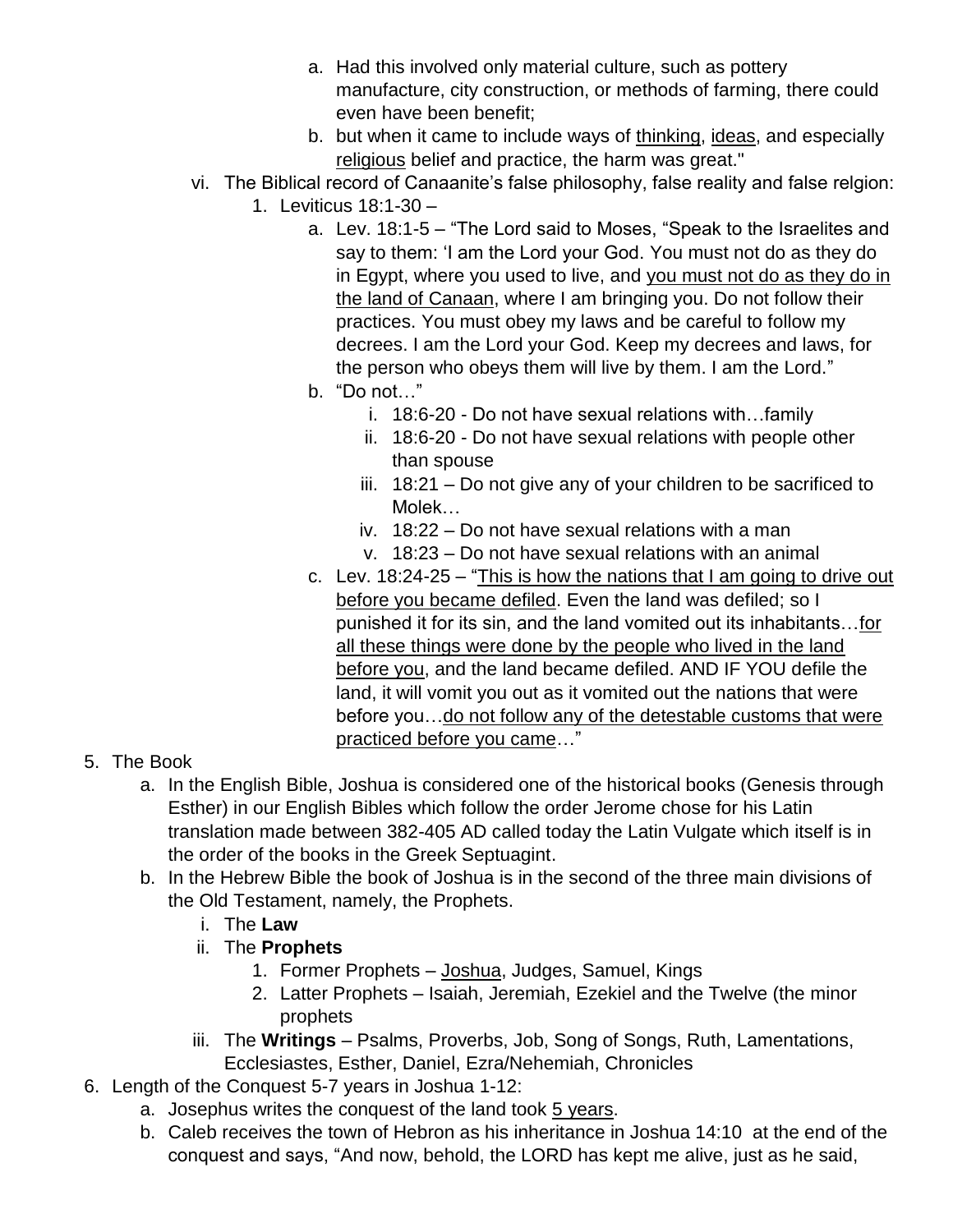a. Had this involved only material culture, such as pottery manufacture, city construction, or methods of farming, there could even have been benefit;
    b. but when it came to include ways of <u>thinking</u>, <u>ideas</u>, and especially <u>religious</u> belief and practice, the harm was great."
  vi. The Biblical record of Canaanite's false philosophy, false reality and false relgion:
    1. Leviticus 18:1-30 –
      a. Lev. 18:1-5 – "The Lord said to Moses, "Speak to the Israelites and say to them: 'I am the Lord your God. You must not do as they do in Egypt, where you used to live, and <u>you must not do as they do in the land of Canaan</u>, where I am bringing you. Do not follow their practices. You must obey my laws and be careful to follow my decrees. I am the Lord your God. Keep my decrees and laws, for the person who obeys them will live by them. I am the Lord."
      b. "Do not…"
        i. 18:6-20 - Do not have sexual relations with…family
        ii. 18:6-20 - Do not have sexual relations with people other than spouse
        iii. 18:21 – Do not give any of your children to be sacrificed to Molek…
        iv. 18:22 – Do not have sexual relations with a man
        v. 18:23 – Do not have sexual relations with an animal
      c. Lev. 18:24-25 – "<u>This is how the nations that I am going to drive out before you became defiled</u>. Even the land was defiled; so I punished it for its sin, and the land vomited out its inhabitants…<u>for all these things were done by the people who lived in the land before you</u>, and the land became defiled. AND IF YOU defile the land, it will vomit you out as it vomited out the nations that were before you…<u>do not follow any of the detestable customs that were practiced before you came</u>…"

5. The Book
  a. In the English Bible, Joshua is considered one of the historical books (Genesis through Esther) in our English Bibles which follow the order Jerome chose for his Latin translation made between 382-405 AD called today the Latin Vulgate which itself is in the order of the books in the Greek Septuagint.
  b. In the Hebrew Bible the book of Joshua is in the second of the three main divisions of the Old Testament, namely, the Prophets.
    i. The **Law**
    ii. The **Prophets**
      1. Former Prophets – <u>Joshua</u>, Judges, Samuel, Kings
      2. Latter Prophets – Isaiah, Jeremiah, Ezekiel and the Twelve (the minor prophets
    iii. The **Writings** – Psalms, Proverbs, Job, Song of Songs, Ruth, Lamentations, Ecclesiastes, Esther, Daniel, Ezra/Nehemiah, Chronicles
6. Length of the Conquest 5-7 years in Joshua 1-12:
  a. Josephus writes the conquest of the land took <u>5 years</u>.
  b. Caleb receives the town of Hebron as his inheritance in Joshua 14:10 at the end of the conquest and says, "And now, behold, the LORD has kept me alive, just as he said,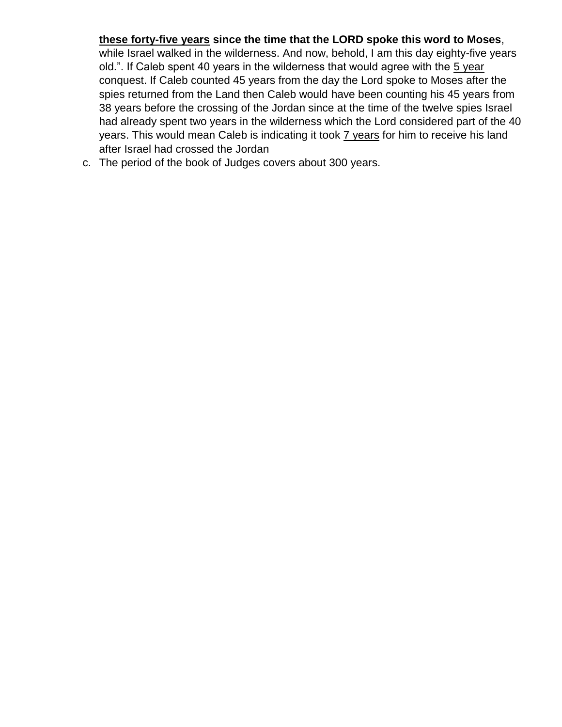**<u>these forty-five years</u> since the time that the LORD spoke this word to Moses**, while Israel walked in the wilderness. And now, behold, I am this day eighty-five years old.". If Caleb spent 40 years in the wilderness that would agree with the <u>5 year</u> conquest. If Caleb counted 45 years from the day the Lord spoke to Moses after the spies returned from the Land then Caleb would have been counting his 45 years from 38 years before the crossing of the Jordan since at the time of the twelve spies Israel had already spent two years in the wilderness which the Lord considered part of the 40 years. This would mean Caleb is indicating it took <u>7 years</u> for him to receive his land after Israel had crossed the Jordan

c. The period of the book of Judges covers about 300 years.